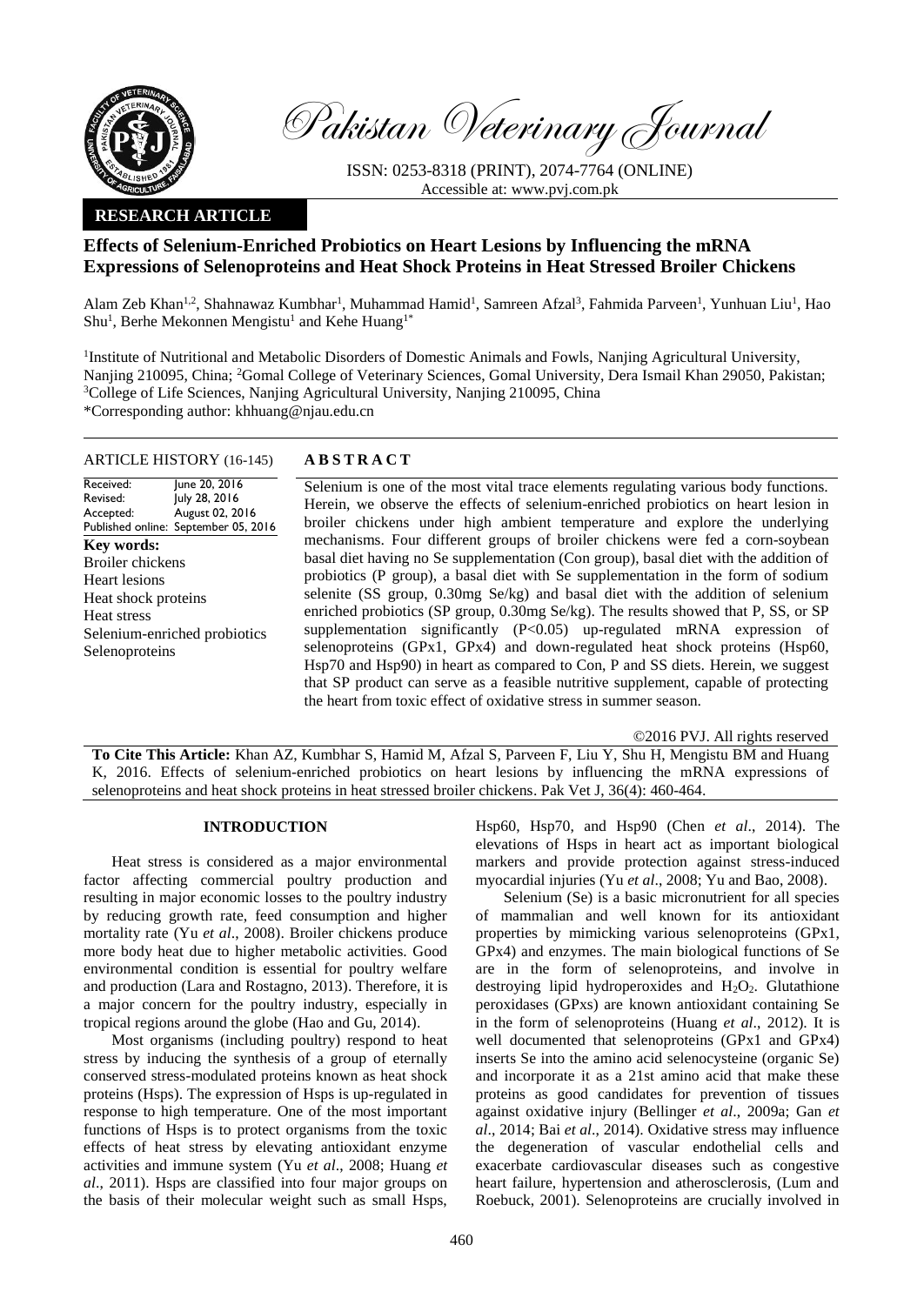Pakistan Veterinary Journal

ISSN: 0253-8318 (PRINT), 2074-7764 (ONLINE)
Accessible at: www.pvj.com.pk

**RESEARCH ARTICLE**

# Effects of Selenium-Enriched Probiotics on Heart Lesions by Influencing the mRNA Expressions of Selenoproteins and Heat Shock Proteins in Heat Stressed Broiler Chickens

Alam Zeb Khan[1,2], Shahnawaz Kumbhar[1], Muhammad Hamid[1], Samreen Afzal[3], Fahmida Parveen[1], Yunhuan Liu[1], Hao Shu[1], Berhe Mekonnen Mengistu[1] and Kehe Huang[1*]

[1]Institute of Nutritional and Metabolic Disorders of Domestic Animals and Fowls, Nanjing Agricultural University, Nanjing 210095, China; [2]Gomal College of Veterinary Sciences, Gomal University, Dera Ismail Khan 29050, Pakistan; [3]College of Life Sciences, Nanjing Agricultural University, Nanjing 210095, China
*Corresponding author: khhuang@njau.edu.cn

## ARTICLE HISTORY (16-145)

| | |
|---|---|
| Received: | June 20, 2016 |
| Revised: | July 28, 2016 |
| Accepted: | August 02, 2016 |
| Published online: | September 05, 2016 |

**Key words:**
Broiler chickens
Heart lesions
Heat shock proteins
Heat stress
Selenium-enriched probiotics
Selenoproteins

## ABSTRACT

Selenium is one of the most vital trace elements regulating various body functions. Herein, we observe the effects of selenium-enriched probiotics on heart lesion in broiler chickens under high ambient temperature and explore the underlying mechanisms. Four different groups of broiler chickens were fed a corn-soybean basal diet having no Se supplementation (Con group), basal diet with the addition of probiotics (P group), a basal diet with Se supplementation in the form of sodium selenite (SS group, 0.30mg Se/kg) and basal diet with the addition of selenium enriched probiotics (SP group, 0.30mg Se/kg). The results showed that P, SS, or SP supplementation significantly ($P<0.05$) up-regulated mRNA expression of selenoproteins (GPx1, GPx4) and down-regulated heat shock proteins (Hsp60, Hsp70 and Hsp90) in heart as compared to Con, P and SS diets. Herein, we suggest that SP product can serve as a feasible nutritive supplement, capable of protecting the heart from toxic effect of oxidative stress in summer season.

©2016 PVJ. All rights reserved

**To Cite This Article:** Khan AZ, Kumbhar S, Hamid M, Afzal S, Parveen F, Liu Y, Shu H, Mengistu BM and Huang K, 2016. Effects of selenium-enriched probiotics on heart lesions by influencing the mRNA expressions of selenoproteins and heat shock proteins in heat stressed broiler chickens. Pak Vet J, 36(4): 460-464.

## INTRODUCTION

Heat stress is considered as a major environmental factor affecting commercial poultry production and resulting in major economic losses to the poultry industry by reducing growth rate, feed consumption and higher mortality rate (Yu *et al*., 2008). Broiler chickens produce more body heat due to higher metabolic activities. Good environmental condition is essential for poultry welfare and production (Lara and Rostagno, 2013). Therefore, it is a major concern for the poultry industry, especially in tropical regions around the globe (Hao and Gu, 2014).

Most organisms (including poultry) respond to heat stress by inducing the synthesis of a group of eternally conserved stress-modulated proteins known as heat shock proteins (Hsps). The expression of Hsps is up-regulated in response to high temperature. One of the most important functions of Hsps is to protect organisms from the toxic effects of heat stress by elevating antioxidant enzyme activities and immune system (Yu *et al*., 2008; Huang *et al*., 2011). Hsps are classified into four major groups on the basis of their molecular weight such as small Hsps, Hsp60, Hsp70, and Hsp90 (Chen *et al*., 2014). The elevations of Hsps in heart act as important biological markers and provide protection against stress-induced myocardial injuries (Yu *et al*., 2008; Yu and Bao, 2008).

Selenium (Se) is a basic micronutrient for all species of mammalian and well known for its antioxidant properties by mimicking various selenoproteins (GPx1, GPx4) and enzymes. The main biological functions of Se are in the form of selenoproteins, and involve in destroying lipid hydroperoxides and $H_2O_2$. Glutathione peroxidases (GPxs) are known antioxidant containing Se in the form of selenoproteins (Huang *et al*., 2012). It is well documented that selenoproteins (GPx1 and GPx4) inserts Se into the amino acid selenocysteine (organic Se) and incorporate it as a 21st amino acid that make these proteins as good candidates for prevention of tissues against oxidative injury (Bellinger *et al*., 2009a; Gan *et al*., 2014; Bai *et al*., 2014). Oxidative stress may influence the degeneration of vascular endothelial cells and exacerbate cardiovascular diseases such as congestive heart failure, hypertension and atherosclerosis, (Lum and Roebuck, 2001). Selenoproteins are crucially involved in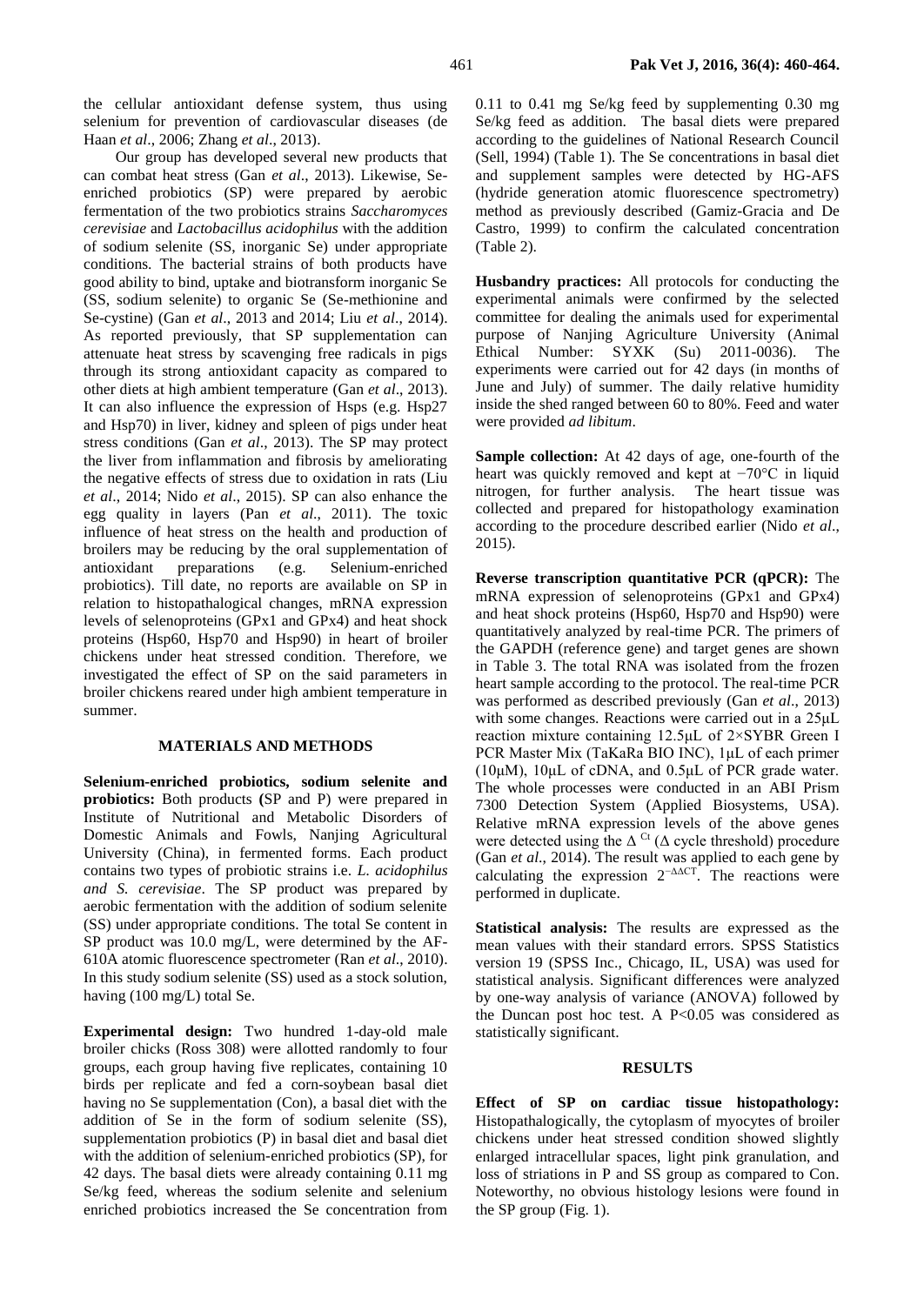the cellular antioxidant defense system, thus using selenium for prevention of cardiovascular diseases (de Haan *et al*., 2006; Zhang *et al*., 2013).

Our group has developed several new products that can combat heat stress (Gan *et al*., 2013). Likewise, Se-enriched probiotics (SP) were prepared by aerobic fermentation of the two probiotics strains *Saccharomyces cerevisiae* and *Lactobacillus acidophilus* with the addition of sodium selenite (SS, inorganic Se) under appropriate conditions. The bacterial strains of both products have good ability to bind, uptake and biotransform inorganic Se (SS, sodium selenite) to organic Se (Se-methionine and Se-cystine) (Gan *et al*., 2013 and 2014; Liu *et al*., 2014). As reported previously, that SP supplementation can attenuate heat stress by scavenging free radicals in pigs through its strong antioxidant capacity as compared to other diets at high ambient temperature (Gan *et al*., 2013). It can also influence the expression of Hsps (e.g. Hsp27 and Hsp70) in liver, kidney and spleen of pigs under heat stress conditions (Gan *et al*., 2013). The SP may protect the liver from inflammation and fibrosis by ameliorating the negative effects of stress due to oxidation in rats (Liu *et al*., 2014; Nido *et al*., 2015). SP can also enhance the egg quality in layers (Pan *et al*., 2011). The toxic influence of heat stress on the health and production of broilers may be reducing by the oral supplementation of antioxidant preparations (e.g. Selenium-enriched probiotics). Till date, no reports are available on SP in relation to histopathological changes, mRNA expression levels of selenoproteins (GPx1 and GPx4) and heat shock proteins (Hsp60, Hsp70 and Hsp90) in heart of broiler chickens under heat stressed condition. Therefore, we investigated the effect of SP on the said parameters in broiler chickens reared under high ambient temperature in summer.

## MATERIALS AND METHODS

**Selenium-enriched probiotics, sodium selenite and probiotics:** Both products **(**SP and P) were prepared in Institute of Nutritional and Metabolic Disorders of Domestic Animals and Fowls, Nanjing Agricultural University (China), in fermented forms. Each product contains two types of probiotic strains i.e. *L. acidophilus and S. cerevisiae*. The SP product was prepared by aerobic fermentation with the addition of sodium selenite (SS) under appropriate conditions. The total Se content in SP product was 10.0 mg/L, were determined by the AF-610A atomic fluorescence spectrometer (Ran *et al*., 2010). In this study sodium selenite (SS) used as a stock solution, having (100 mg/L) total Se.

**Experimental design:** Two hundred 1-day-old male broiler chicks (Ross 308) were allotted randomly to four groups, each group having five replicates, containing 10 birds per replicate and fed a corn-soybean basal diet having no Se supplementation (Con), a basal diet with the addition of Se in the form of sodium selenite (SS), supplementation probiotics (P) in basal diet and basal diet with the addition of selenium-enriched probiotics (SP), for 42 days. The basal diets were already containing 0.11 mg Se/kg feed, whereas the sodium selenite and selenium enriched probiotics increased the Se concentration from 0.11 to 0.41 mg Se/kg feed by supplementing 0.30 mg Se/kg feed as addition. The basal diets were prepared according to the guidelines of National Research Council (Sell, 1994) (Table 1). The Se concentrations in basal diet and supplement samples were detected by HG-AFS (hydride generation atomic fluorescence spectrometry) method as previously described (Gamiz-Gracia and De Castro, 1999) to confirm the calculated concentration (Table 2).

**Husbandry practices:** All protocols for conducting the experimental animals were confirmed by the selected committee for dealing the animals used for experimental purpose of Nanjing Agriculture University (Animal Ethical Number: SYXK (Su) 2011-0036). The experiments were carried out for 42 days (in months of June and July) of summer. The daily relative humidity inside the shed ranged between 60 to 80%. Feed and water were provided *ad libitum*.

**Sample collection:** At 42 days of age, one-fourth of the heart was quickly removed and kept at −70°C in liquid nitrogen, for further analysis. The heart tissue was collected and prepared for histopathology examination according to the procedure described earlier (Nido *et al*., 2015).

**Reverse transcription quantitative PCR (qPCR):** The mRNA expression of selenoproteins (GPx1 and GPx4) and heat shock proteins (Hsp60, Hsp70 and Hsp90) were quantitatively analyzed by real-time PCR. The primers of the GAPDH (reference gene) and target genes are shown in Table 3. The total RNA was isolated from the frozen heart sample according to the protocol. The real-time PCR was performed as described previously (Gan *et al*., 2013) with some changes. Reactions were carried out in a 25μL reaction mixture containing 12.5μL of 2×SYBR Green I PCR Master Mix (TaKaRa BIO INC), 1μL of each primer (10μM), 10μL of cDNA, and 0.5μL of PCR grade water. The whole processes were conducted in an ABI Prism 7300 Detection System (Applied Biosystems, USA). Relative mRNA expression levels of the above genes were detected using the $\Delta^{Ct}$ ($\Delta$ cycle threshold) procedure (Gan *et al*., 2014). The result was applied to each gene by calculating the expression $2^{-\Delta\Delta CT}$. The reactions were performed in duplicate.

**Statistical analysis:** The results are expressed as the mean values with their standard errors. SPSS Statistics version 19 (SPSS Inc., Chicago, IL, USA) was used for statistical analysis. Significant differences were analyzed by one-way analysis of variance (ANOVA) followed by the Duncan post hoc test. A $P<0.05$ was considered as statistically significant.

## RESULTS

**Effect of SP on cardiac tissue histopathology:** Histopathalogically, the cytoplasm of myocytes of broiler chickens under heat stressed condition showed slightly enlarged intracellular spaces, light pink granulation, and loss of striations in P and SS group as compared to Con. Noteworthy, no obvious histology lesions were found in the SP group (Fig. 1).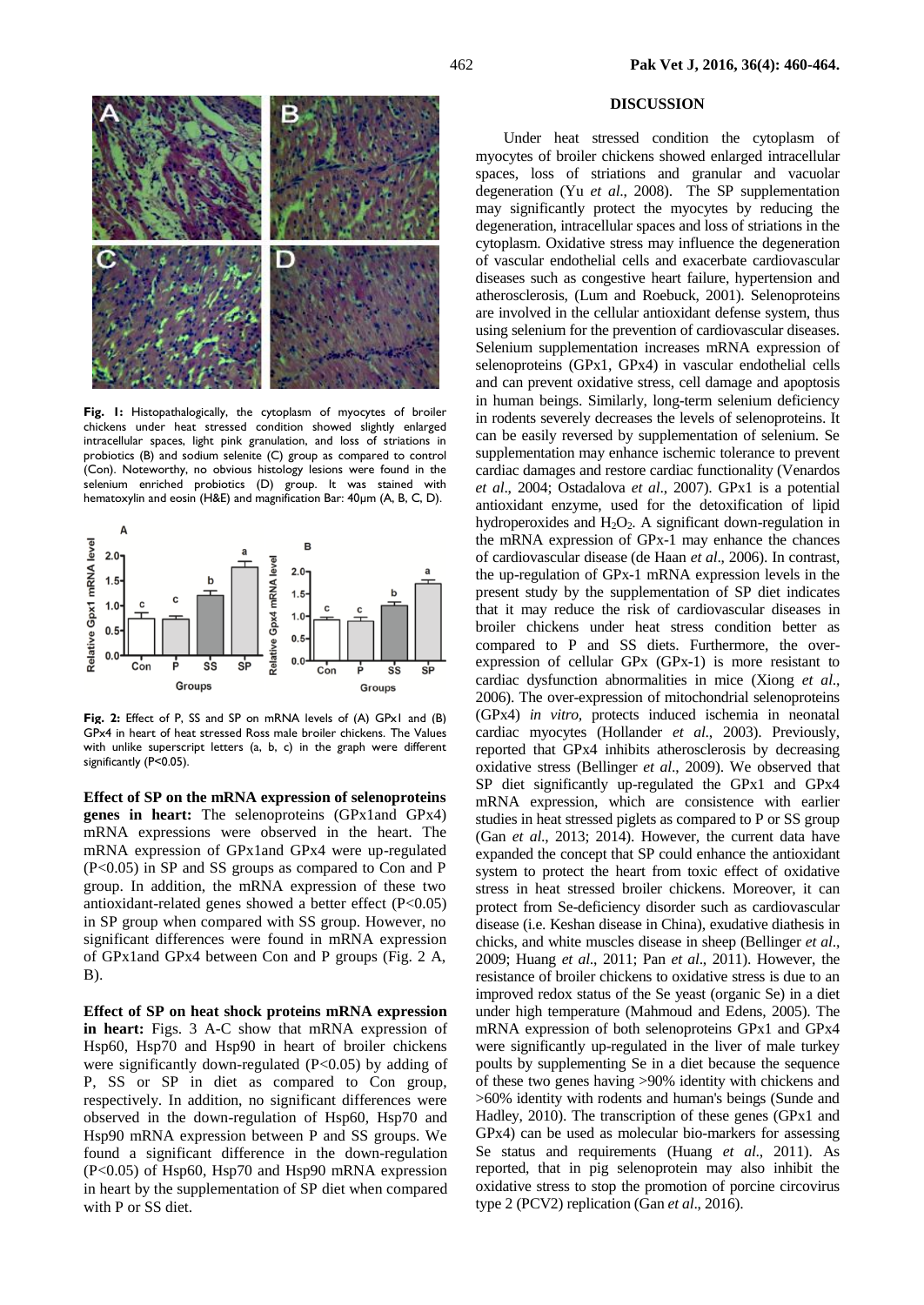Fig. 1: Histopathologically, the cytoplasm of myocytes of broiler chickens under heat stressed condition showed slightly enlarged intracellular spaces, light pink granulation, and loss of striations in probiotics (B) and sodium selenite (C) group as compared to control (Con). Noteworthy, no obvious histology lesions were found in the selenium enriched probiotics (D) group. It was stained with hematoxylin and eosin (H&E) and magnification Bar: 40µm (A, B, C, D).

Fig. 2: Effect of P, SS and SP on mRNA levels of (A) GPx1 and (B) GPx4 in heart of heat stressed Ross male broiler chickens. The Values with unlike superscript letters (a, b, c) in the graph were different significantly (P<0.05).

**Effect of SP on the mRNA expression of selenoproteins genes in heart:** The selenoproteins (GPx1and GPx4) mRNA expressions were observed in the heart. The mRNA expression of GPx1and GPx4 were up-regulated (P<0.05) in SP and SS groups as compared to Con and P group. In addition, the mRNA expression of these two antioxidant-related genes showed a better effect (P<0.05) in SP group when compared with SS group. However, no significant differences were found in mRNA expression of GPx1and GPx4 between Con and P groups (Fig. 2 A, B).

**Effect of SP on heat shock proteins mRNA expression in heart:** Figs. 3 A-C show that mRNA expression of Hsp60, Hsp70 and Hsp90 in heart of broiler chickens were significantly down-regulated (P<0.05) by adding of P, SS or SP in diet as compared to Con group, respectively. In addition, no significant differences were observed in the down-regulation of Hsp60, Hsp70 and Hsp90 mRNA expression between P and SS groups. We found a significant difference in the down-regulation (P<0.05) of Hsp60, Hsp70 and Hsp90 mRNA expression in heart by the supplementation of SP diet when compared with P or SS diet.

## DISCUSSION

Under heat stressed condition the cytoplasm of myocytes of broiler chickens showed enlarged intracellular spaces, loss of striations and granular and vacuolar degeneration (Yu *et al*., 2008). The SP supplementation may significantly protect the myocytes by reducing the degeneration, intracellular spaces and loss of striations in the cytoplasm. Oxidative stress may influence the degeneration of vascular endothelial cells and exacerbate cardiovascular diseases such as congestive heart failure, hypertension and atherosclerosis, (Lum and Roebuck, 2001). Selenoproteins are involved in the cellular antioxidant defense system, thus using selenium for the prevention of cardiovascular diseases. Selenium supplementation increases mRNA expression of selenoproteins (GPx1, GPx4) in vascular endothelial cells and can prevent oxidative stress, cell damage and apoptosis in human beings. Similarly, long-term selenium deficiency in rodents severely decreases the levels of selenoproteins. It can be easily reversed by supplementation of selenium. Se supplementation may enhance ischemic tolerance to prevent cardiac damages and restore cardiac functionality (Venardos *et al*., 2004; Ostadalova *et al*., 2007). GPx1 is a potential antioxidant enzyme, used for the detoxification of lipid hydroperoxides and $H_2O_2$. A significant down-regulation in the mRNA expression of GPx-1 may enhance the chances of cardiovascular disease (de Haan *et al*., 2006). In contrast, the up-regulation of GPx-1 mRNA expression levels in the present study by the supplementation of SP diet indicates that it may reduce the risk of cardiovascular diseases in broiler chickens under heat stress condition better as compared to P and SS diets. Furthermore, the over-expression of cellular GPx (GPx-1) is more resistant to cardiac dysfunction abnormalities in mice (Xiong *et al*., 2006). The over-expression of mitochondrial selenoproteins (GPx4) *in vitro*, protects induced ischemia in neonatal cardiac myocytes (Hollander *et al*., 2003). Previously, reported that GPx4 inhibits atherosclerosis by decreasing oxidative stress (Bellinger *et al*., 2009). We observed that SP diet significantly up-regulated the GPx1 and GPx4 mRNA expression, which are consistence with earlier studies in heat stressed piglets as compared to P or SS group (Gan *et al*., 2013; 2014). However, the current data have expanded the concept that SP could enhance the antioxidant system to protect the heart from toxic effect of oxidative stress in heat stressed broiler chickens. Moreover, it can protect from Se-deficiency disorder such as cardiovascular disease (i.e. Keshan disease in China), exudative diathesis in chicks, and white muscles disease in sheep (Bellinger *et al*., 2009; Huang *et al*., 2011; Pan *et al*., 2011). However, the resistance of broiler chickens to oxidative stress is due to an improved redox status of the Se yeast (organic Se) in a diet under high temperature (Mahmoud and Edens, 2005). The mRNA expression of both selenoproteins GPx1 and GPx4 were significantly up-regulated in the liver of male turkey poults by supplementing Se in a diet because the sequence of these two genes having >90% identity with chickens and >60% identity with rodents and human's beings (Sunde and Hadley, 2010). The transcription of these genes (GPx1 and GPx4) can be used as molecular bio-markers for assessing Se status and requirements (Huang *et al*., 2011). As reported, that in pig selenoprotein may also inhibit the oxidative stress to stop the promotion of porcine circovirus type 2 (PCV2) replication (Gan *et al*., 2016).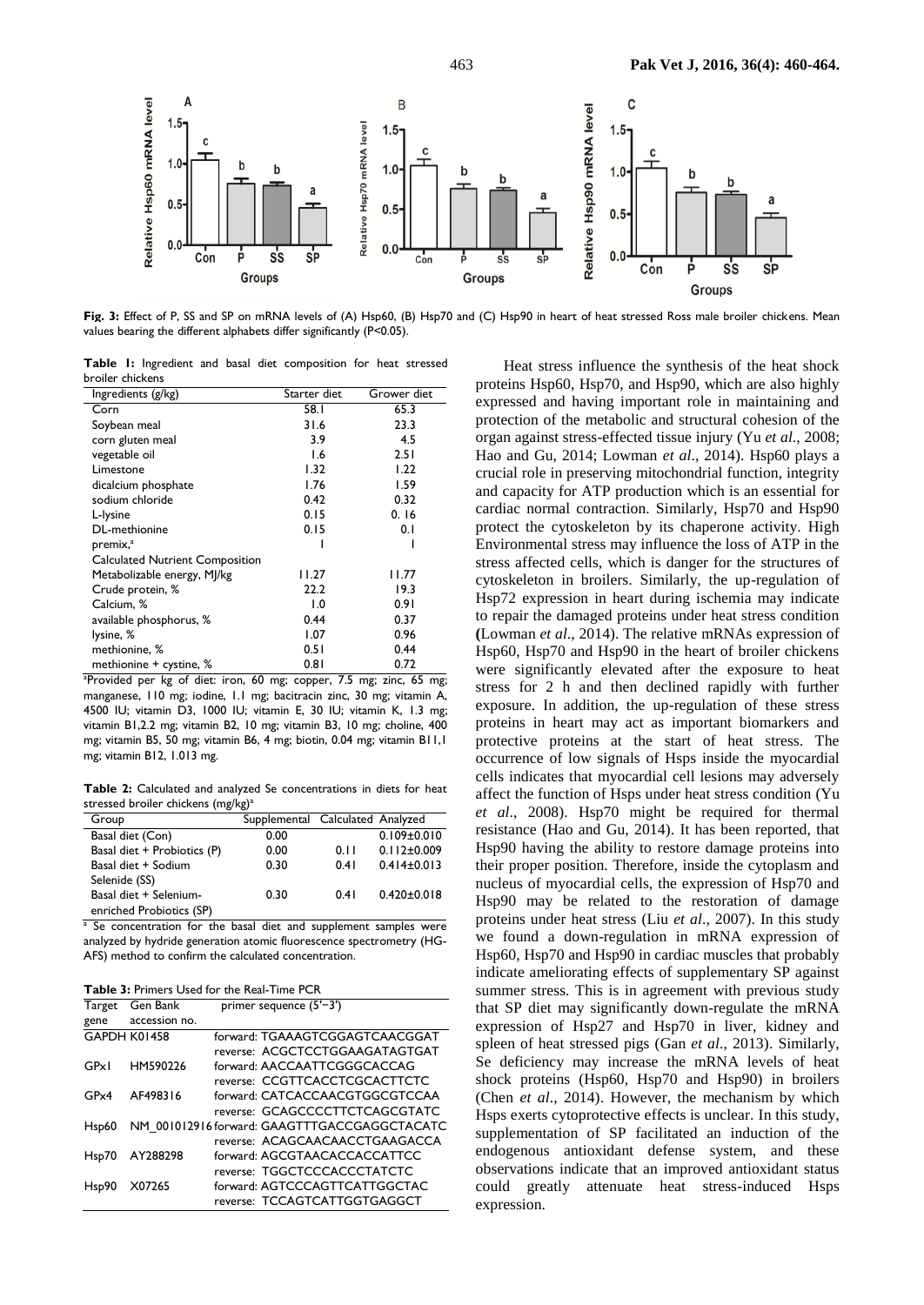**Fig. 3:** Effect of P, SS and SP on mRNA levels of (A) Hsp60, (B) Hsp70 and (C) Hsp90 in heart of heat stressed Ross male broiler chickens. Mean values bearing the different alphabets differ significantly (P<0.05).

**Table 1:** Ingredient and basal diet composition for heat stressed broiler chickens

| Ingredients (g/kg) | Starter diet | Grower diet |
|---|---|---|
| Corn | 58.1 | 65.3 |
| Soybean meal | 31.6 | 23.3 |
| corn gluten meal | 3.9 | 4.5 |
| vegetable oil | 1.6 | 2.51 |
| Limestone | 1.32 | 1.22 |
| dicalcium phosphate | 1.76 | 1.59 |
| sodium chloride | 0.42 | 0.32 |
| L-lysine | 0.15 | 0. 16 |
| DL-methionine | 0.15 | 0.1 |
| premix,[a] | 1 | 1 |
| Calculated Nutrient Composition | | |
| Metabolizable energy, MJ/kg | 11.27 | 11.77 |
| Crude protein, % | 22.2 | 19.3 |
| Calcium, % | 1.0 | 0.91 |
| available phosphorus, % | 0.44 | 0.37 |
| lysine, % | 1.07 | 0.96 |
| methionine, % | 0.51 | 0.44 |
| methionine + cystine, % | 0.81 | 0.72 |

[a]Provided per kg of diet: iron, 60 mg; copper, 7.5 mg; zinc, 65 mg; manganese, 110 mg; iodine, 1.1 mg; bacitracin zinc, 30 mg; vitamin A, 4500 IU; vitamin D3, 1000 IU; vitamin E, 30 IU; vitamin K, 1.3 mg; vitamin B1,2.2 mg; vitamin B2, 10 mg; vitamin B3, 10 mg; choline, 400 mg; vitamin B5, 50 mg; vitamin B6, 4 mg; biotin, 0.04 mg; vitamin B11,1 mg; vitamin B12, 1.013 mg.

**Table 2:** Calculated and analyzed Se concentrations in diets for heat stressed broiler chickens (mg/kg)[a]

| Group | Supplemental | Calculated | Analyzed |
|---|---|---|---|
| Basal diet (Con) | 0.00 | | 0.109±0.010 |
| Basal diet + Probiotics (P) | 0.00 | 0.11 | 0.112±0.009 |
| Basal diet + Sodium Selenide (SS) | 0.30 | 0.41 | 0.414±0.013 |
| Basal diet + Selenium-enriched Probiotics (SP) | 0.30 | 0.41 | 0.420±0.018 |

[a] Se concentration for the basal diet and supplement samples were analyzed by hydride generation atomic fluorescence spectrometry (HG-AFS) method to confirm the calculated concentration.

**Table 3:** Primers Used for the Real-Time PCR

| Target gene | Gen Bank accession no. | primer sequence (5'−3') |
|---|---|---|
| GAPDH | K01458 | forward: TGAAAGTCGGAGTCAACGGAT |
| | | reverse: ACGCTCCTGGAAGATAGTGAT |
| GPx1 | HM590226 | forward: AACCAATTCGGGCACCAG |
| | | reverse: CCGTTCACCTCGCACTTCTC |
| GPx4 | AF498316 | forward: CATCACCAACGTGGCGTCCAA |
| | | reverse: GCAGCCCCTTCTCAGCGTATC |
| Hsp60 | NM_001012916 | forward: GAAGTTTGACCGAGGCTACATC |
| | | reverse: ACAGCAACAACCTGAAGACCA |
| Hsp70 | AY288298 | forward: AGCGTAACACCACCATTCC |
| | | reverse: TGGCTCCCACCCTATCTC |
| Hsp90 | X07265 | forward: AGTCCCAGTTCATTGGCTAC |
| | | reverse: TCCAGTCATTGGTGAGGCT |

Heat stress influence the synthesis of the heat shock proteins Hsp60, Hsp70, and Hsp90, which are also highly expressed and having important role in maintaining and protection of the metabolic and structural cohesion of the organ against stress-effected tissue injury (Yu *et al*., 2008; Hao and Gu, 2014; Lowman *et al*., 2014). Hsp60 plays a crucial role in preserving mitochondrial function, integrity and capacity for ATP production which is an essential for cardiac normal contraction. Similarly, Hsp70 and Hsp90 protect the cytoskeleton by its chaperone activity. High Environmental stress may influence the loss of ATP in the stress affected cells, which is danger for the structures of cytoskeleton in broilers. Similarly, the up-regulation of Hsp72 expression in heart during ischemia may indicate to repair the damaged proteins under heat stress condition (Lowman *et al*., 2014). The relative mRNAs expression of Hsp60, Hsp70 and Hsp90 in the heart of broiler chickens were significantly elevated after the exposure to heat stress for 2 h and then declined rapidly with further exposure. In addition, the up-regulation of these stress proteins in heart may act as important biomarkers and protective proteins at the start of heat stress. The occurrence of low signals of Hsps inside the myocardial cells indicates that myocardial cell lesions may adversely affect the function of Hsps under heat stress condition (Yu *et al*., 2008). Hsp70 might be required for thermal resistance (Hao and Gu, 2014). It has been reported, that Hsp90 having the ability to restore damage proteins into their proper position. Therefore, inside the cytoplasm and nucleus of myocardial cells, the expression of Hsp70 and Hsp90 may be related to the restoration of damage proteins under heat stress (Liu *et al*., 2007). In this study we found a down-regulation in mRNA expression of Hsp60, Hsp70 and Hsp90 in cardiac muscles that probably indicate ameliorating effects of supplementary SP against summer stress. This is in agreement with previous study that SP diet may significantly down-regulate the mRNA expression of Hsp27 and Hsp70 in liver, kidney and spleen of heat stressed pigs (Gan *et al*., 2013). Similarly, Se deficiency may increase the mRNA levels of heat shock proteins (Hsp60, Hsp70 and Hsp90) in broilers (Chen *et al*., 2014). However, the mechanism by which Hsps exerts cytoprotective effects is unclear. In this study, supplementation of SP facilitated an induction of the endogenous antioxidant defense system, and these observations indicate that an improved antioxidant status could greatly attenuate heat stress-induced Hsps expression.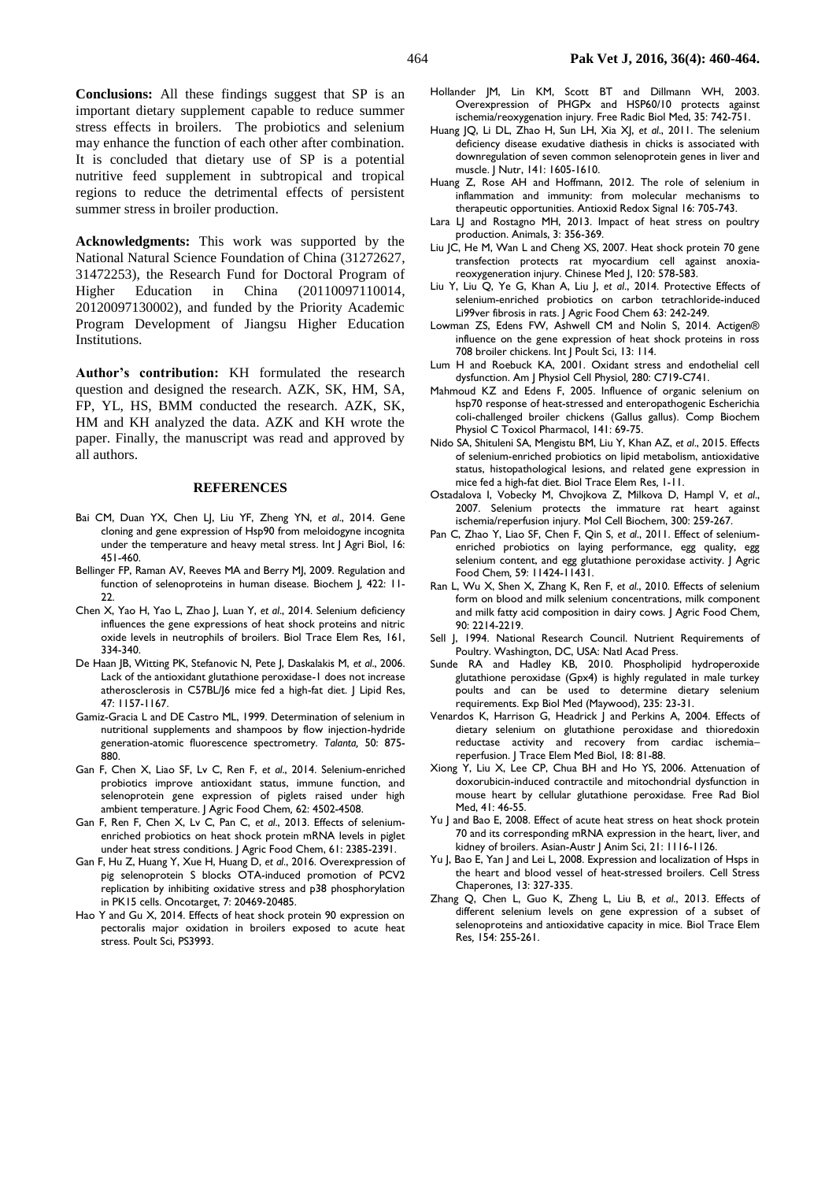**Conclusions:** All these findings suggest that SP is an important dietary supplement capable to reduce summer stress effects in broilers. The probiotics and selenium may enhance the function of each other after combination. It is concluded that dietary use of SP is a potential nutritive feed supplement in subtropical and tropical regions to reduce the detrimental effects of persistent summer stress in broiler production.

**Acknowledgments:** This work was supported by the National Natural Science Foundation of China (31272627, 31472253), the Research Fund for Doctoral Program of Higher Education in China (20110097110014, 20120097130002), and funded by the Priority Academic Program Development of Jiangsu Higher Education Institutions.

**Author's contribution:** KH formulated the research question and designed the research. AZK, SK, HM, SA, FP, YL, HS, BMM conducted the research. AZK, SK, HM and KH analyzed the data. AZK and KH wrote the paper. Finally, the manuscript was read and approved by all authors.

## REFERENCES

Bai CM, Duan YX, Chen LJ, Liu YF, Zheng YN, *et al*., 2014. Gene cloning and gene expression of Hsp90 from meloidogyne incognita under the temperature and heavy metal stress. Int J Agri Biol, 16: 451-460.

Bellinger FP, Raman AV, Reeves MA and Berry MJ, 2009. Regulation and function of selenoproteins in human disease. Biochem J, 422: 11-22.

Chen X, Yao H, Yao L, Zhao J, Luan Y, *et al*., 2014. Selenium deficiency influences the gene expressions of heat shock proteins and nitric oxide levels in neutrophils of broilers. Biol Trace Elem Res, 161, 334-340.

De Haan JB, Witting PK, Stefanovic N, Pete J, Daskalakis M, *et al*., 2006. Lack of the antioxidant glutathione peroxidase-1 does not increase atherosclerosis in C57BL/J6 mice fed a high-fat diet. J Lipid Res, 47: 1157-1167.

Gamiz-Gracia L and DE Castro ML, 1999. Determination of selenium in nutritional supplements and shampoos by flow injection-hydride generation-atomic fluorescence spectrometry. *Talanta,* 50: 875-880.

Gan F, Chen X, Liao SF, Lv C, Ren F, *et al*., 2014. Selenium-enriched probiotics improve antioxidant status, immune function, and selenoprotein gene expression of piglets raised under high ambient temperature. J Agric Food Chem, 62: 4502-4508.

Gan F, Ren F, Chen X, Lv C, Pan C, *et al*., 2013. Effects of selenium-enriched probiotics on heat shock protein mRNA levels in piglet under heat stress conditions. J Agric Food Chem, 61: 2385-2391.

Gan F, Hu Z, Huang Y, Xue H, Huang D, *et al*., 2016. Overexpression of pig selenoprotein S blocks OTA-induced promotion of PCV2 replication by inhibiting oxidative stress and p38 phosphorylation in PK15 cells. Oncotarget, 7: 20469-20485.

Hao Y and Gu X, 2014. Effects of heat shock protein 90 expression on pectoralis major oxidation in broilers exposed to acute heat stress. Poult Sci, PS3993.

Hollander JM, Lin KM, Scott BT and Dillmann WH, 2003. Overexpression of PHGPx and HSP60/10 protects against ischemia/reoxygenation injury. Free Radic Biol Med, 35: 742-751.

Huang JQ, Li DL, Zhao H, Sun LH, Xia XJ, *et al*., 2011. The selenium deficiency disease exudative diathesis in chicks is associated with downregulation of seven common selenoprotein genes in liver and muscle. J Nutr, 141: 1605-1610.

Huang Z, Rose AH and Hoffmann, 2012. The role of selenium in inflammation and immunity: from molecular mechanisms to therapeutic opportunities. Antioxid Redox Signal 16: 705-743.

Lara LJ and Rostagno MH, 2013. Impact of heat stress on poultry production. Animals, 3: 356-369.

Liu JC, He M, Wan L and Cheng XS, 2007. Heat shock protein 70 gene transfection protects rat myocardium cell against anoxia-reoxygeneration injury. Chinese Med J, 120: 578-583.

Liu Y, Liu Q, Ye G, Khan A, Liu J, *et al*., 2014. Protective Effects of selenium-enriched probiotics on carbon tetrachloride-induced Li99ver fibrosis in rats. J Agric Food Chem 63: 242-249.

Lowman ZS, Edens FW, Ashwell CM and Nolin S, 2014. Actigen® influence on the gene expression of heat shock proteins in ross 708 broiler chickens. Int J Poult Sci, 13: 114.

Lum H and Roebuck KA, 2001. Oxidant stress and endothelial cell dysfunction. Am J Physiol Cell Physiol, 280: C719-C741.

Mahmoud KZ and Edens F, 2005. Influence of organic selenium on hsp70 response of heat-stressed and enteropathogenic Escherichia coli-challenged broiler chickens (Gallus gallus). Comp Biochem Physiol C Toxicol Pharmacol, 141: 69-75.

Nido SA, Shituleni SA, Mengistu BM, Liu Y, Khan AZ, *et al*., 2015. Effects of selenium-enriched probiotics on lipid metabolism, antioxidative status, histopathological lesions, and related gene expression in mice fed a high-fat diet. Biol Trace Elem Res, 1-11.

Ostadalova I, Vobecky M, Chvojkova Z, Milkova D, Hampl V, *et al*., 2007. Selenium protects the immature rat heart against ischemia/reperfusion injury. Mol Cell Biochem, 300: 259-267.

Pan C, Zhao Y, Liao SF, Chen F, Qin S, *et al*., 2011. Effect of selenium-enriched probiotics on laying performance, egg quality, egg selenium content, and egg glutathione peroxidase activity. J Agric Food Chem, 59: 11424-11431.

Ran L, Wu X, Shen X, Zhang K, Ren F, *et al*., 2010. Effects of selenium form on blood and milk selenium concentrations, milk component and milk fatty acid composition in dairy cows. J Agric Food Chem, 90: 2214-2219.

Sell J, 1994. National Research Council. Nutrient Requirements of Poultry. Washington, DC, USA: Natl Acad Press.

Sunde RA and Hadley KB, 2010. Phospholipid hydroperoxide glutathione peroxidase (Gpx4) is highly regulated in male turkey poults and can be used to determine dietary selenium requirements. Exp Biol Med (Maywood), 235: 23-31.

Venardos K, Harrison G, Headrick J and Perkins A, 2004. Effects of dietary selenium on glutathione peroxidase and thioredoxin reductase activity and recovery from cardiac ischemia–reperfusion. J Trace Elem Med Biol, 18: 81-88.

Xiong Y, Liu X, Lee CP, Chua BH and Ho YS, 2006. Attenuation of doxorubicin-induced contractile and mitochondrial dysfunction in mouse heart by cellular glutathione peroxidase. Free Rad Biol Med, 41: 46-55.

Yu J and Bao E, 2008. Effect of acute heat stress on heat shock protein 70 and its corresponding mRNA expression in the heart, liver, and kidney of broilers. Asian-Austr J Anim Sci, 21: 1116-1126.

Yu J, Bao E, Yan J and Lei L, 2008. Expression and localization of Hsps in the heart and blood vessel of heat-stressed broilers. Cell Stress Chaperones, 13: 327-335.

Zhang Q, Chen L, Guo K, Zheng L, Liu B, *et al*., 2013. Effects of different selenium levels on gene expression of a subset of selenoproteins and antioxidative capacity in mice. Biol Trace Elem Res, 154: 255-261.